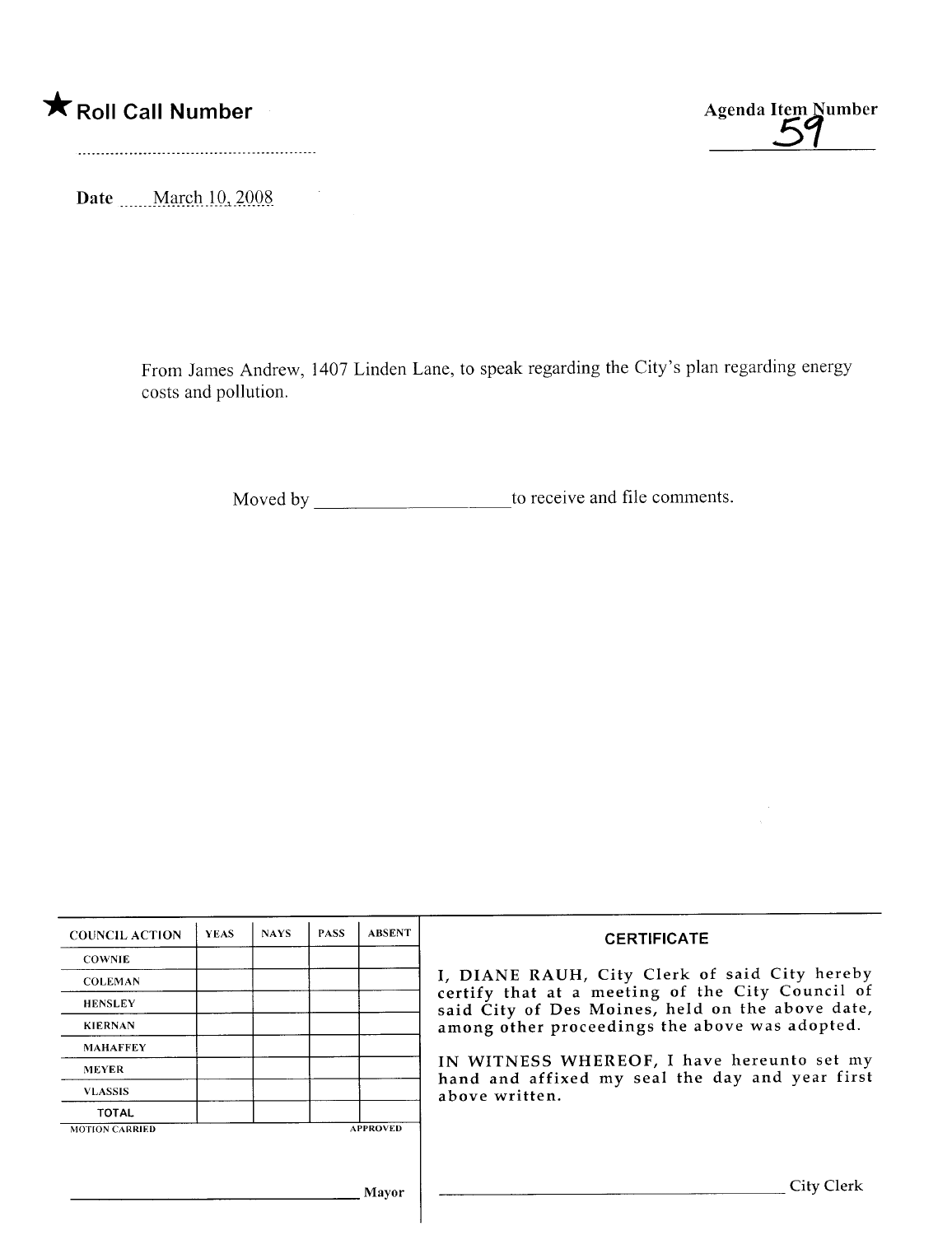★ **Roll Call Number**

..........................................................

Agenda Item Number

59

Date March 10, 2008

From James Andrew, 1407 Linden Lane, to speak regarding the City's plan regarding energy costs and pollution.

Moved by ____________________ to receive and file comments.

| COUNCIL ACTION | YEAS | NAYS | PASS | ABSENT |
| --- | --- | --- | --- | --- |
| COWNIE | | | | |
| COLEMAN | | | | |
| HENSLEY | | | | |
| KIERNAN | | | | |
| MAHAFFEY | | | | |
| MEYER | | | | |
| VLASSIS | | | | |
| TOTAL | | | | |

MOTION CARRIED APPROVED

______________________________ Mayor

**CERTIFICATE**

I, DIANE RAUH, City Clerk of said City hereby certify that at a meeting of the City Council of said City of Des Moines, held on the above date, among other proceedings the above was adopted.

IN WITNESS WHEREOF, I have hereunto set my hand and affixed my seal the day and year first above written.

______________________________ City Clerk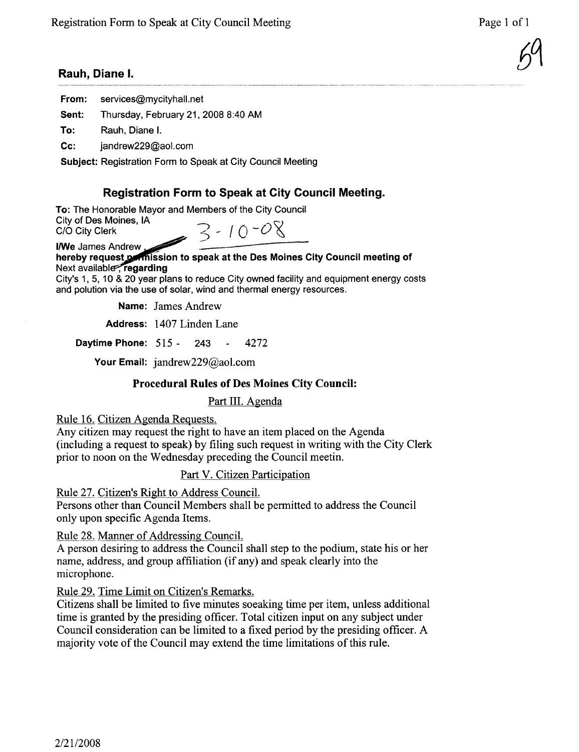# Rauh, Diane I.

**From:** services@mycityhall.net

**Sent:** Thursday, February 21, 2008 8:40 AM

**To:** Rauh, Diane I.

**Cc:** jandrew229@aol.com

**Subject:** Registration Form to Speak at City Council Meeting

## Registration Form to Speak at City Council Meeting.

**To:** The Honorable Mayor and Members of the City Council
City of Des Moines, IA
C/O City Clerk

3-10-08

**I/We** James Andrew
**hereby request permission to speak at the Des Moines City Council meeting of**
Next available, **regarding**
City's 1, 5, 10 & 20 year plans to reduce City owned facility and equipment energy costs and polution via the use of solar, wind and thermal energy resources.

**Name:** James Andrew

**Address:** 1407 Linden Lane

**Daytime Phone:** 515 - 243 - 4272

**Your Email:** jandrew229@aol.com

### Procedural Rules of Des Moines City Council:

Part III. Agenda

Rule 16. Citizen Agenda Requests.
Any citizen may request the right to have an item placed on the Agenda (including a request to speak) by filing such request in writing with the City Clerk prior to noon on the Wednesday preceding the Council meetin.

Part V. Citizen Participation

Rule 27. Citizen's Right to Address Council.
Persons other than Council Members shall be permitted to address the Council only upon specific Agenda Items.

Rule 28. Manner of Addressing Council.
A person desiring to address the Council shall step to the podium, state his or her name, address, and group affiliation (if any) and speak clearly into the microphone.

Rule 29. Time Limit on Citizen's Remarks.
Citizens shall be limited to five minutes soeaking time per item, unless additional time is granted by the presiding officer. Total citizen input on any subject under Council consideration can be limited to a fixed period by the presiding officer. A majority vote of the Council may extend the time limitations of this rule.